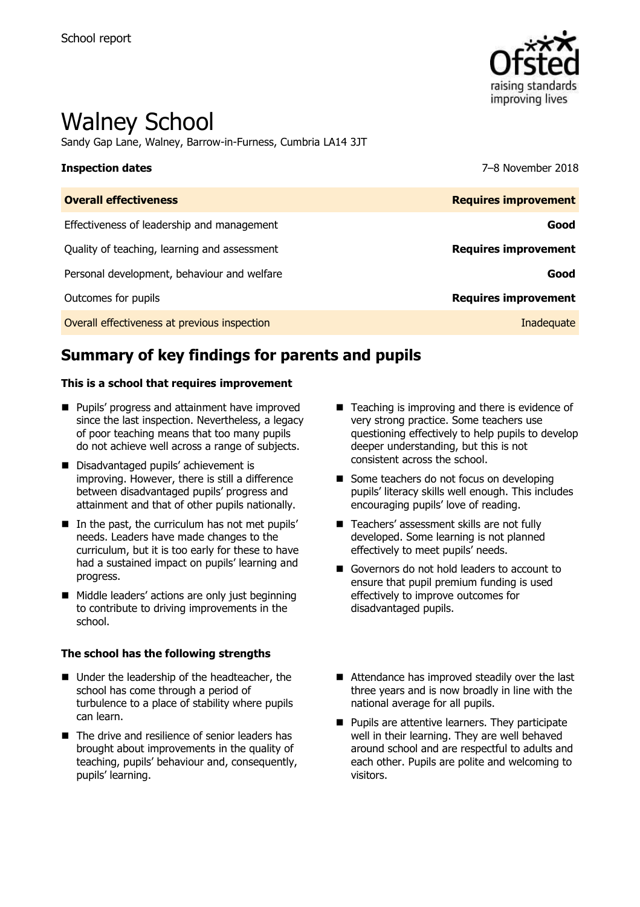School report

# Walney School

Sandy Gap Lane, Walney, Barrow-in-Furness, Cumbria LA14 3JT

**Inspection dates** 7–8 November 2018

| **Overall effectiveness** | **Requires improvement** |
| --- | --- |
| Effectiveness of leadership and management | **Good** |
| Quality of teaching, learning and assessment | **Requires improvement** |
| Personal development, behaviour and welfare | **Good** |
| Outcomes for pupils | **Requires improvement** |
| Overall effectiveness at previous inspection | Inadequate |

## Summary of key findings for parents and pupils

**This is a school that requires improvement**

- Pupils' progress and attainment have improved since the last inspection. Nevertheless, a legacy of poor teaching means that too many pupils do not achieve well across a range of subjects.
- Disadvantaged pupils' achievement is improving. However, there is still a difference between disadvantaged pupils' progress and attainment and that of other pupils nationally.
- In the past, the curriculum has not met pupils' needs. Leaders have made changes to the curriculum, but it is too early for these to have had a sustained impact on pupils' learning and progress.
- Middle leaders' actions are only just beginning to contribute to driving improvements in the school.
- Teaching is improving and there is evidence of very strong practice. Some teachers use questioning effectively to help pupils to develop deeper understanding, but this is not consistent across the school.
- Some teachers do not focus on developing pupils' literacy skills well enough. This includes encouraging pupils' love of reading.
- Teachers' assessment skills are not fully developed. Some learning is not planned effectively to meet pupils' needs.
- Governors do not hold leaders to account to ensure that pupil premium funding is used effectively to improve outcomes for disadvantaged pupils.

**The school has the following strengths**

- Under the leadership of the headteacher, the school has come through a period of turbulence to a place of stability where pupils can learn.
- The drive and resilience of senior leaders has brought about improvements in the quality of teaching, pupils' behaviour and, consequently, pupils' learning.
- Attendance has improved steadily over the last three years and is now broadly in line with the national average for all pupils.
- Pupils are attentive learners. They participate well in their learning. They are well behaved around school and are respectful to adults and each other. Pupils are polite and welcoming to visitors.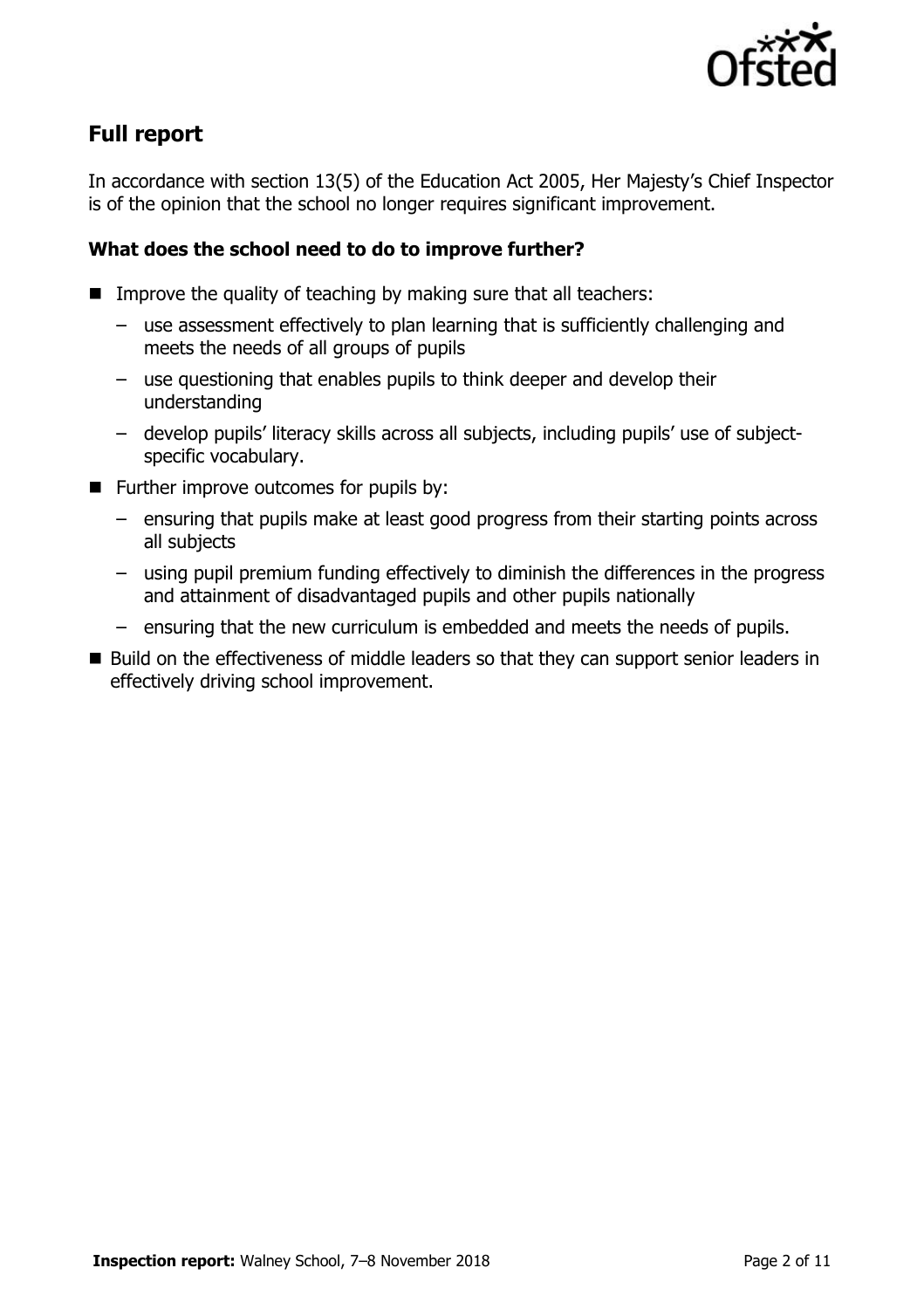## Full report

In accordance with section 13(5) of the Education Act 2005, Her Majesty's Chief Inspector is of the opinion that the school no longer requires significant improvement.

### What does the school need to do to improve further?

- Improve the quality of teaching by making sure that all teachers:
  - use assessment effectively to plan learning that is sufficiently challenging and meets the needs of all groups of pupils
  - use questioning that enables pupils to think deeper and develop their understanding
  - develop pupils' literacy skills across all subjects, including pupils' use of subject-specific vocabulary.
- Further improve outcomes for pupils by:
  - ensuring that pupils make at least good progress from their starting points across all subjects
  - using pupil premium funding effectively to diminish the differences in the progress and attainment of disadvantaged pupils and other pupils nationally
  - ensuring that the new curriculum is embedded and meets the needs of pupils.
- Build on the effectiveness of middle leaders so that they can support senior leaders in effectively driving school improvement.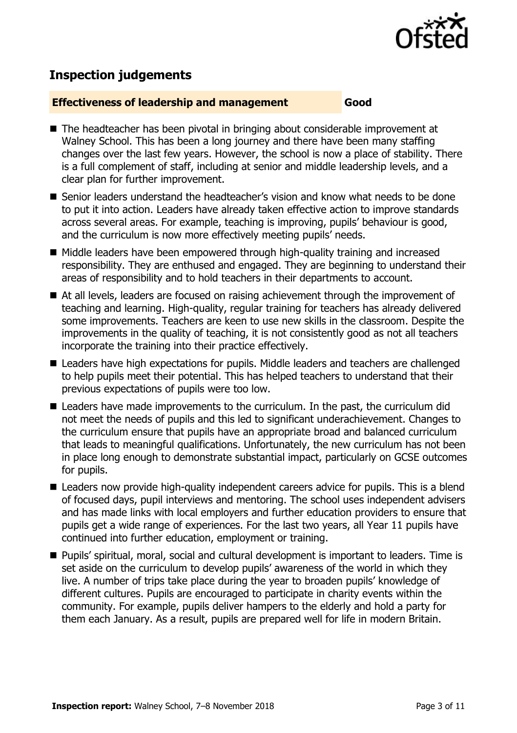## Inspection judgements

**Effectiveness of leadership and management** **Good**

- The headteacher has been pivotal in bringing about considerable improvement at Walney School. This has been a long journey and there have been many staffing changes over the last few years. However, the school is now a place of stability. There is a full complement of staff, including at senior and middle leadership levels, and a clear plan for further improvement.
- Senior leaders understand the headteacher's vision and know what needs to be done to put it into action. Leaders have already taken effective action to improve standards across several areas. For example, teaching is improving, pupils' behaviour is good, and the curriculum is now more effectively meeting pupils' needs.
- Middle leaders have been empowered through high-quality training and increased responsibility. They are enthused and engaged. They are beginning to understand their areas of responsibility and to hold teachers in their departments to account.
- At all levels, leaders are focused on raising achievement through the improvement of teaching and learning. High-quality, regular training for teachers has already delivered some improvements. Teachers are keen to use new skills in the classroom. Despite the improvements in the quality of teaching, it is not consistently good as not all teachers incorporate the training into their practice effectively.
- Leaders have high expectations for pupils. Middle leaders and teachers are challenged to help pupils meet their potential. This has helped teachers to understand that their previous expectations of pupils were too low.
- Leaders have made improvements to the curriculum. In the past, the curriculum did not meet the needs of pupils and this led to significant underachievement. Changes to the curriculum ensure that pupils have an appropriate broad and balanced curriculum that leads to meaningful qualifications. Unfortunately, the new curriculum has not been in place long enough to demonstrate substantial impact, particularly on GCSE outcomes for pupils.
- Leaders now provide high-quality independent careers advice for pupils. This is a blend of focused days, pupil interviews and mentoring. The school uses independent advisers and has made links with local employers and further education providers to ensure that pupils get a wide range of experiences. For the last two years, all Year 11 pupils have continued into further education, employment or training.
- Pupils' spiritual, moral, social and cultural development is important to leaders. Time is set aside on the curriculum to develop pupils' awareness of the world in which they live. A number of trips take place during the year to broaden pupils' knowledge of different cultures. Pupils are encouraged to participate in charity events within the community. For example, pupils deliver hampers to the elderly and hold a party for them each January. As a result, pupils are prepared well for life in modern Britain.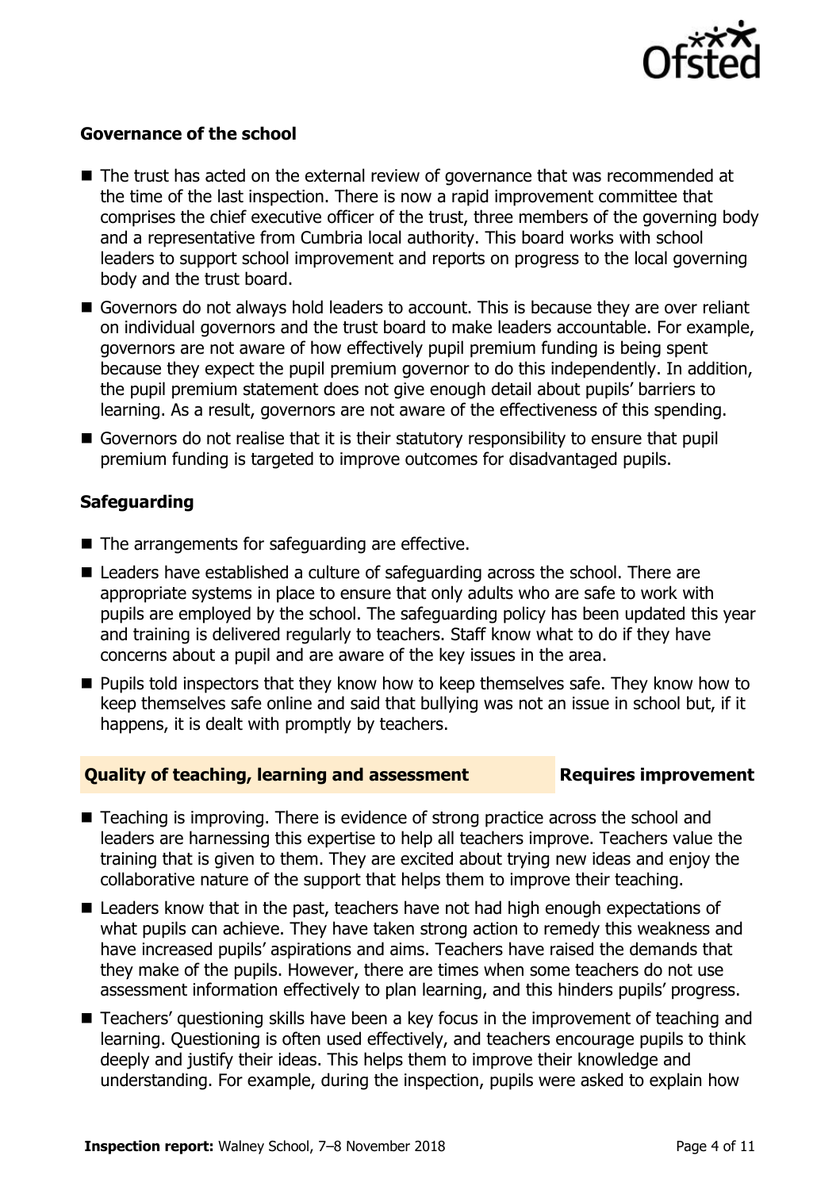### Governance of the school

- The trust has acted on the external review of governance that was recommended at the time of the last inspection. There is now a rapid improvement committee that comprises the chief executive officer of the trust, three members of the governing body and a representative from Cumbria local authority. This board works with school leaders to support school improvement and reports on progress to the local governing body and the trust board.
- Governors do not always hold leaders to account. This is because they are over reliant on individual governors and the trust board to make leaders accountable. For example, governors are not aware of how effectively pupil premium funding is being spent because they expect the pupil premium governor to do this independently. In addition, the pupil premium statement does not give enough detail about pupils' barriers to learning. As a result, governors are not aware of the effectiveness of this spending.
- Governors do not realise that it is their statutory responsibility to ensure that pupil premium funding is targeted to improve outcomes for disadvantaged pupils.

### Safeguarding

- The arrangements for safeguarding are effective.
- Leaders have established a culture of safeguarding across the school. There are appropriate systems in place to ensure that only adults who are safe to work with pupils are employed by the school. The safeguarding policy has been updated this year and training is delivered regularly to teachers. Staff know what to do if they have concerns about a pupil and are aware of the key issues in the area.
- Pupils told inspectors that they know how to keep themselves safe. They know how to keep themselves safe online and said that bullying was not an issue in school but, if it happens, it is dealt with promptly by teachers.

## Quality of teaching, learning and assessment — Requires improvement

- Teaching is improving. There is evidence of strong practice across the school and leaders are harnessing this expertise to help all teachers improve. Teachers value the training that is given to them. They are excited about trying new ideas and enjoy the collaborative nature of the support that helps them to improve their teaching.
- Leaders know that in the past, teachers have not had high enough expectations of what pupils can achieve. They have taken strong action to remedy this weakness and have increased pupils' aspirations and aims. Teachers have raised the demands that they make of the pupils. However, there are times when some teachers do not use assessment information effectively to plan learning, and this hinders pupils' progress.
- Teachers' questioning skills have been a key focus in the improvement of teaching and learning. Questioning is often used effectively, and teachers encourage pupils to think deeply and justify their ideas. This helps them to improve their knowledge and understanding. For example, during the inspection, pupils were asked to explain how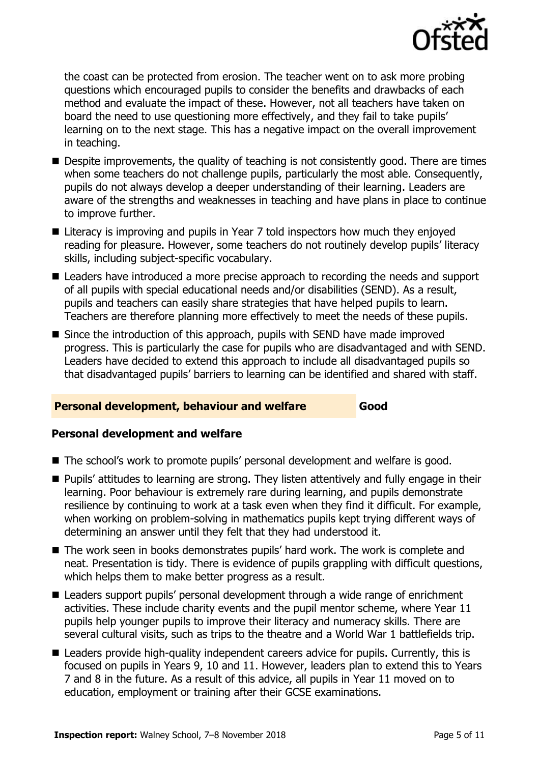the coast can be protected from erosion. The teacher went on to ask more probing questions which encouraged pupils to consider the benefits and drawbacks of each method and evaluate the impact of these. However, not all teachers have taken on board the need to use questioning more effectively, and they fail to take pupils' learning on to the next stage. This has a negative impact on the overall improvement in teaching.

- Despite improvements, the quality of teaching is not consistently good. There are times when some teachers do not challenge pupils, particularly the most able. Consequently, pupils do not always develop a deeper understanding of their learning. Leaders are aware of the strengths and weaknesses in teaching and have plans in place to continue to improve further.
- Literacy is improving and pupils in Year 7 told inspectors how much they enjoyed reading for pleasure. However, some teachers do not routinely develop pupils' literacy skills, including subject-specific vocabulary.
- Leaders have introduced a more precise approach to recording the needs and support of all pupils with special educational needs and/or disabilities (SEND). As a result, pupils and teachers can easily share strategies that have helped pupils to learn. Teachers are therefore planning more effectively to meet the needs of these pupils.
- Since the introduction of this approach, pupils with SEND have made improved progress. This is particularly the case for pupils who are disadvantaged and with SEND. Leaders have decided to extend this approach to include all disadvantaged pupils so that disadvantaged pupils' barriers to learning can be identified and shared with staff.

## Personal development, behaviour and welfare — Good

### Personal development and welfare

- The school's work to promote pupils' personal development and welfare is good.
- Pupils' attitudes to learning are strong. They listen attentively and fully engage in their learning. Poor behaviour is extremely rare during learning, and pupils demonstrate resilience by continuing to work at a task even when they find it difficult. For example, when working on problem-solving in mathematics pupils kept trying different ways of determining an answer until they felt that they had understood it.
- The work seen in books demonstrates pupils' hard work. The work is complete and neat. Presentation is tidy. There is evidence of pupils grappling with difficult questions, which helps them to make better progress as a result.
- Leaders support pupils' personal development through a wide range of enrichment activities. These include charity events and the pupil mentor scheme, where Year 11 pupils help younger pupils to improve their literacy and numeracy skills. There are several cultural visits, such as trips to the theatre and a World War 1 battlefields trip.
- Leaders provide high-quality independent careers advice for pupils. Currently, this is focused on pupils in Years 9, 10 and 11. However, leaders plan to extend this to Years 7 and 8 in the future. As a result of this advice, all pupils in Year 11 moved on to education, employment or training after their GCSE examinations.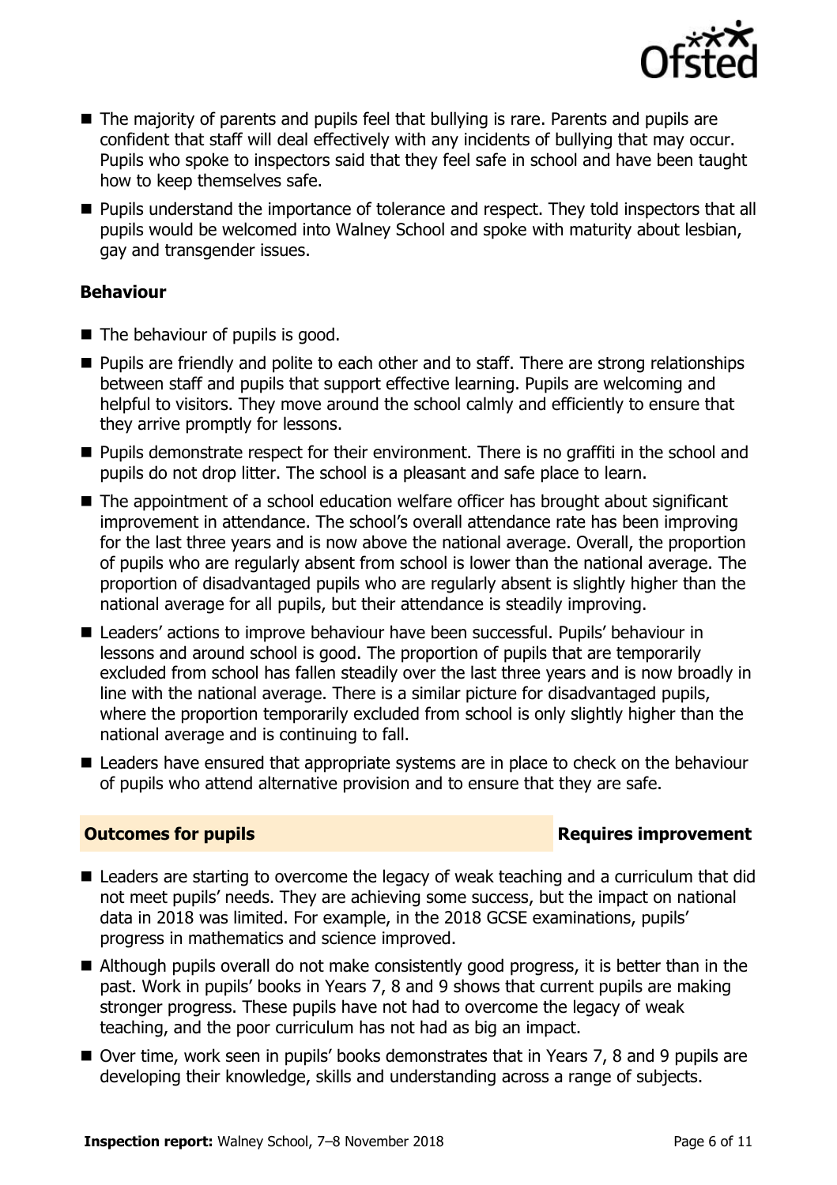- The majority of parents and pupils feel that bullying is rare. Parents and pupils are confident that staff will deal effectively with any incidents of bullying that may occur. Pupils who spoke to inspectors said that they feel safe in school and have been taught how to keep themselves safe.
- Pupils understand the importance of tolerance and respect. They told inspectors that all pupils would be welcomed into Walney School and spoke with maturity about lesbian, gay and transgender issues.

### Behaviour

- The behaviour of pupils is good.
- Pupils are friendly and polite to each other and to staff. There are strong relationships between staff and pupils that support effective learning. Pupils are welcoming and helpful to visitors. They move around the school calmly and efficiently to ensure that they arrive promptly for lessons.
- Pupils demonstrate respect for their environment. There is no graffiti in the school and pupils do not drop litter. The school is a pleasant and safe place to learn.
- The appointment of a school education welfare officer has brought about significant improvement in attendance. The school's overall attendance rate has been improving for the last three years and is now above the national average. Overall, the proportion of pupils who are regularly absent from school is lower than the national average. The proportion of disadvantaged pupils who are regularly absent is slightly higher than the national average for all pupils, but their attendance is steadily improving.
- Leaders' actions to improve behaviour have been successful. Pupils' behaviour in lessons and around school is good. The proportion of pupils that are temporarily excluded from school has fallen steadily over the last three years and is now broadly in line with the national average. There is a similar picture for disadvantaged pupils, where the proportion temporarily excluded from school is only slightly higher than the national average and is continuing to fall.
- Leaders have ensured that appropriate systems are in place to check on the behaviour of pupils who attend alternative provision and to ensure that they are safe.

## Outcomes for pupils — Requires improvement

- Leaders are starting to overcome the legacy of weak teaching and a curriculum that did not meet pupils' needs. They are achieving some success, but the impact on national data in 2018 was limited. For example, in the 2018 GCSE examinations, pupils' progress in mathematics and science improved.
- Although pupils overall do not make consistently good progress, it is better than in the past. Work in pupils' books in Years 7, 8 and 9 shows that current pupils are making stronger progress. These pupils have not had to overcome the legacy of weak teaching, and the poor curriculum has not had as big an impact.
- Over time, work seen in pupils' books demonstrates that in Years 7, 8 and 9 pupils are developing their knowledge, skills and understanding across a range of subjects.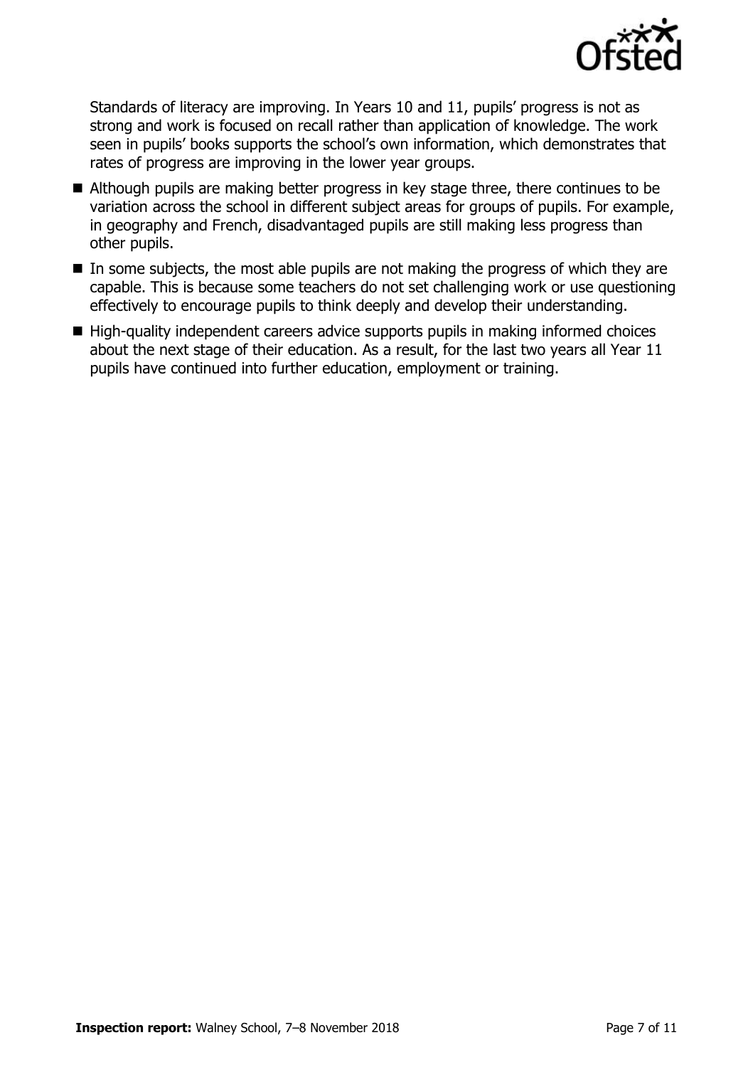Standards of literacy are improving. In Years 10 and 11, pupils' progress is not as strong and work is focused on recall rather than application of knowledge. The work seen in pupils' books supports the school's own information, which demonstrates that rates of progress are improving in the lower year groups.

- Although pupils are making better progress in key stage three, there continues to be variation across the school in different subject areas for groups of pupils. For example, in geography and French, disadvantaged pupils are still making less progress than other pupils.
- In some subjects, the most able pupils are not making the progress of which they are capable. This is because some teachers do not set challenging work or use questioning effectively to encourage pupils to think deeply and develop their understanding.
- High-quality independent careers advice supports pupils in making informed choices about the next stage of their education. As a result, for the last two years all Year 11 pupils have continued into further education, employment or training.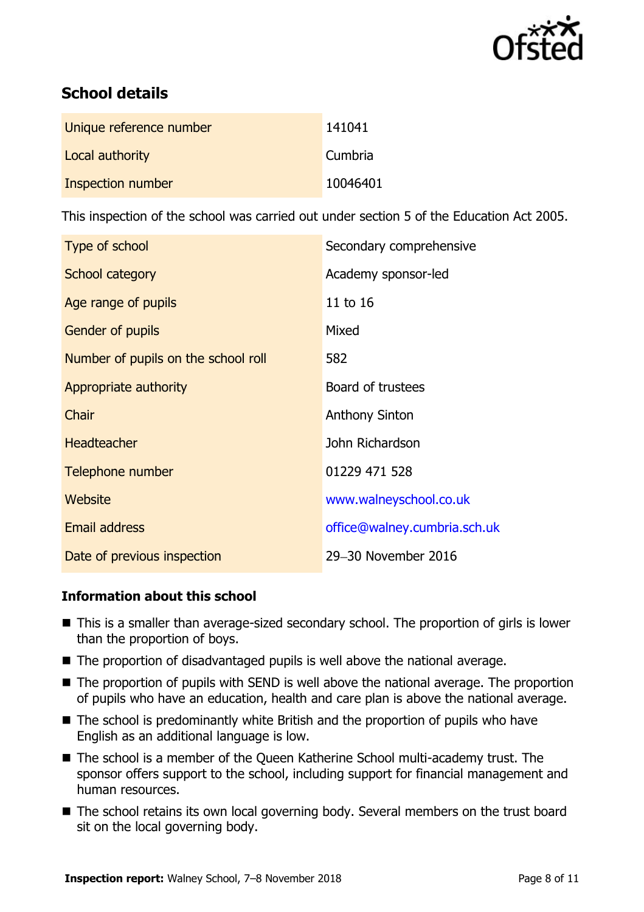## School details

| | |
|---|---|
| Unique reference number | 141041 |
| Local authority | Cumbria |
| Inspection number | 10046401 |

This inspection of the school was carried out under section 5 of the Education Act 2005.

| | |
|---|---|
| Type of school | Secondary comprehensive |
| School category | Academy sponsor-led |
| Age range of pupils | 11 to 16 |
| Gender of pupils | Mixed |
| Number of pupils on the school roll | 582 |
| Appropriate authority | Board of trustees |
| Chair | Anthony Sinton |
| Headteacher | John Richardson |
| Telephone number | 01229 471 528 |
| Website | www.walneyschool.co.uk |
| Email address | office@walney.cumbria.sch.uk |
| Date of previous inspection | 29–30 November 2016 |

### Information about this school

- This is a smaller than average-sized secondary school. The proportion of girls is lower than the proportion of boys.
- The proportion of disadvantaged pupils is well above the national average.
- The proportion of pupils with SEND is well above the national average. The proportion of pupils who have an education, health and care plan is above the national average.
- The school is predominantly white British and the proportion of pupils who have English as an additional language is low.
- The school is a member of the Queen Katherine School multi-academy trust. The sponsor offers support to the school, including support for financial management and human resources.
- The school retains its own local governing body. Several members on the trust board sit on the local governing body.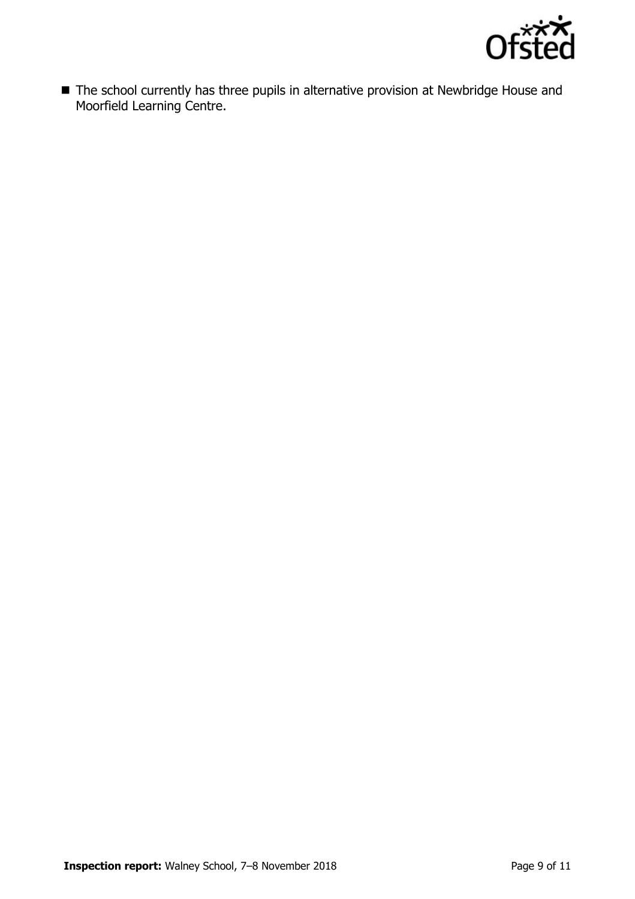- The school currently has three pupils in alternative provision at Newbridge House and Moorfield Learning Centre.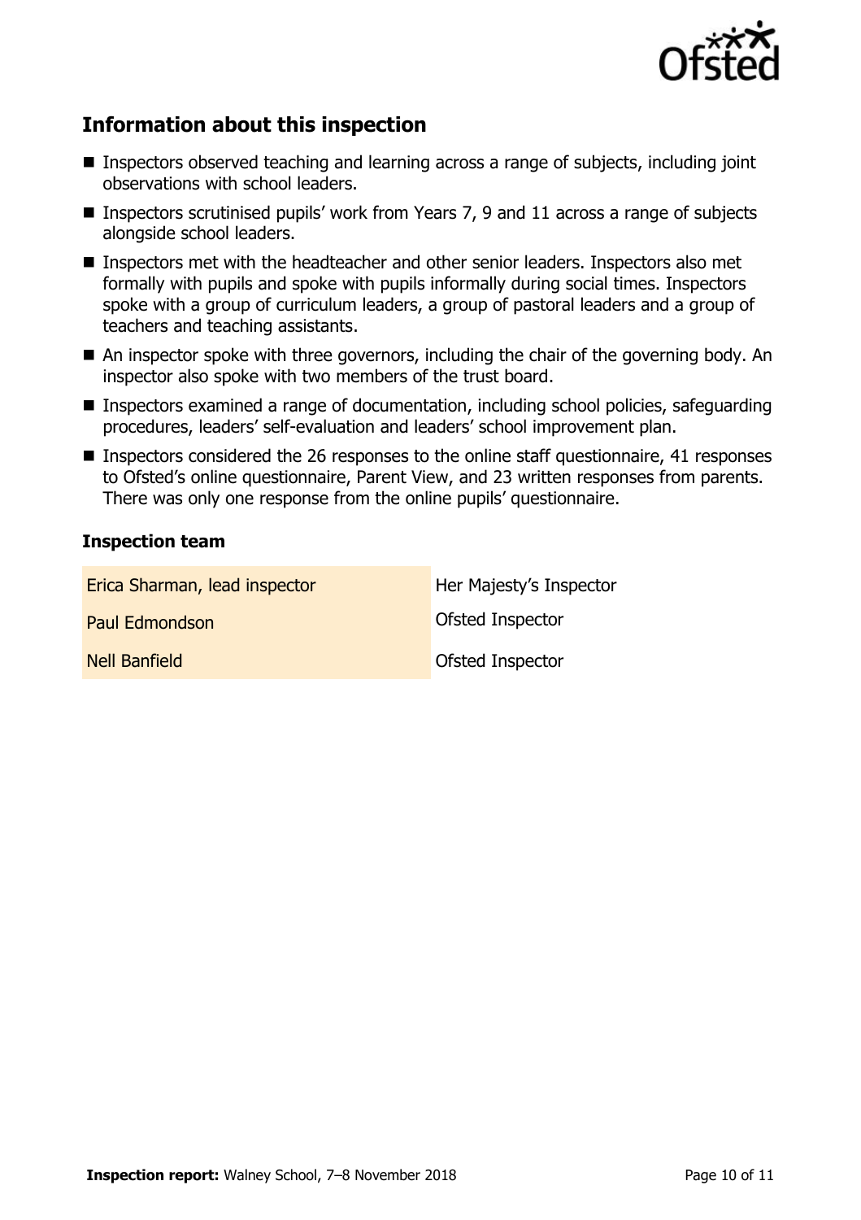## Information about this inspection

- Inspectors observed teaching and learning across a range of subjects, including joint observations with school leaders.
- Inspectors scrutinised pupils' work from Years 7, 9 and 11 across a range of subjects alongside school leaders.
- Inspectors met with the headteacher and other senior leaders. Inspectors also met formally with pupils and spoke with pupils informally during social times. Inspectors spoke with a group of curriculum leaders, a group of pastoral leaders and a group of teachers and teaching assistants.
- An inspector spoke with three governors, including the chair of the governing body. An inspector also spoke with two members of the trust board.
- Inspectors examined a range of documentation, including school policies, safeguarding procedures, leaders' self-evaluation and leaders' school improvement plan.
- Inspectors considered the 26 responses to the online staff questionnaire, 41 responses to Ofsted's online questionnaire, Parent View, and 23 written responses from parents. There was only one response from the online pupils' questionnaire.

### Inspection team

| | |
|---|---|
| Erica Sharman, lead inspector | Her Majesty's Inspector |
| Paul Edmondson | Ofsted Inspector |
| Nell Banfield | Ofsted Inspector |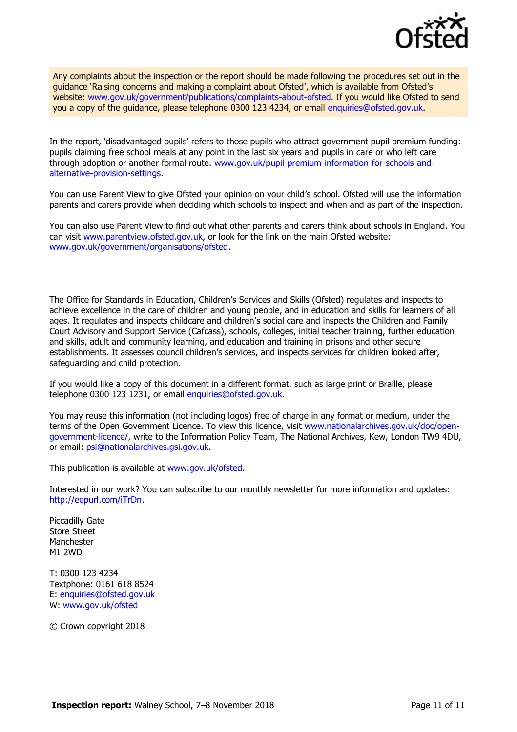Any complaints about the inspection or the report should be made following the procedures set out in the guidance 'Raising concerns and making a complaint about Ofsted', which is available from Ofsted's website: www.gov.uk/government/publications/complaints-about-ofsted. If you would like Ofsted to send you a copy of the guidance, please telephone 0300 123 4234, or email enquiries@ofsted.gov.uk.

In the report, 'disadvantaged pupils' refers to those pupils who attract government pupil premium funding: pupils claiming free school meals at any point in the last six years and pupils in care or who left care through adoption or another formal route. www.gov.uk/pupil-premium-information-for-schools-and-alternative-provision-settings.

You can use Parent View to give Ofsted your opinion on your child's school. Ofsted will use the information parents and carers provide when deciding which schools to inspect and when and as part of the inspection.

You can also use Parent View to find out what other parents and carers think about schools in England. You can visit www.parentview.ofsted.gov.uk, or look for the link on the main Ofsted website: www.gov.uk/government/organisations/ofsted.

The Office for Standards in Education, Children's Services and Skills (Ofsted) regulates and inspects to achieve excellence in the care of children and young people, and in education and skills for learners of all ages. It regulates and inspects childcare and children's social care and inspects the Children and Family Court Advisory and Support Service (Cafcass), schools, colleges, initial teacher training, further education and skills, adult and community learning, and education and training in prisons and other secure establishments. It assesses council children's services, and inspects services for children looked after, safeguarding and child protection.

If you would like a copy of this document in a different format, such as large print or Braille, please telephone 0300 123 1231, or email enquiries@ofsted.gov.uk.

You may reuse this information (not including logos) free of charge in any format or medium, under the terms of the Open Government Licence. To view this licence, visit www.nationalarchives.gov.uk/doc/open-government-licence/, write to the Information Policy Team, The National Archives, Kew, London TW9 4DU, or email: psi@nationalarchives.gsi.gov.uk.

This publication is available at www.gov.uk/ofsted.

Interested in our work? You can subscribe to our monthly newsletter for more information and updates: http://eepurl.com/iTrDn.

Piccadilly Gate  
Store Street  
Manchester  
M1 2WD

T: 0300 123 4234  
Textphone: 0161 618 8524  
E: enquiries@ofsted.gov.uk  
W: www.gov.uk/ofsted

© Crown copyright 2018